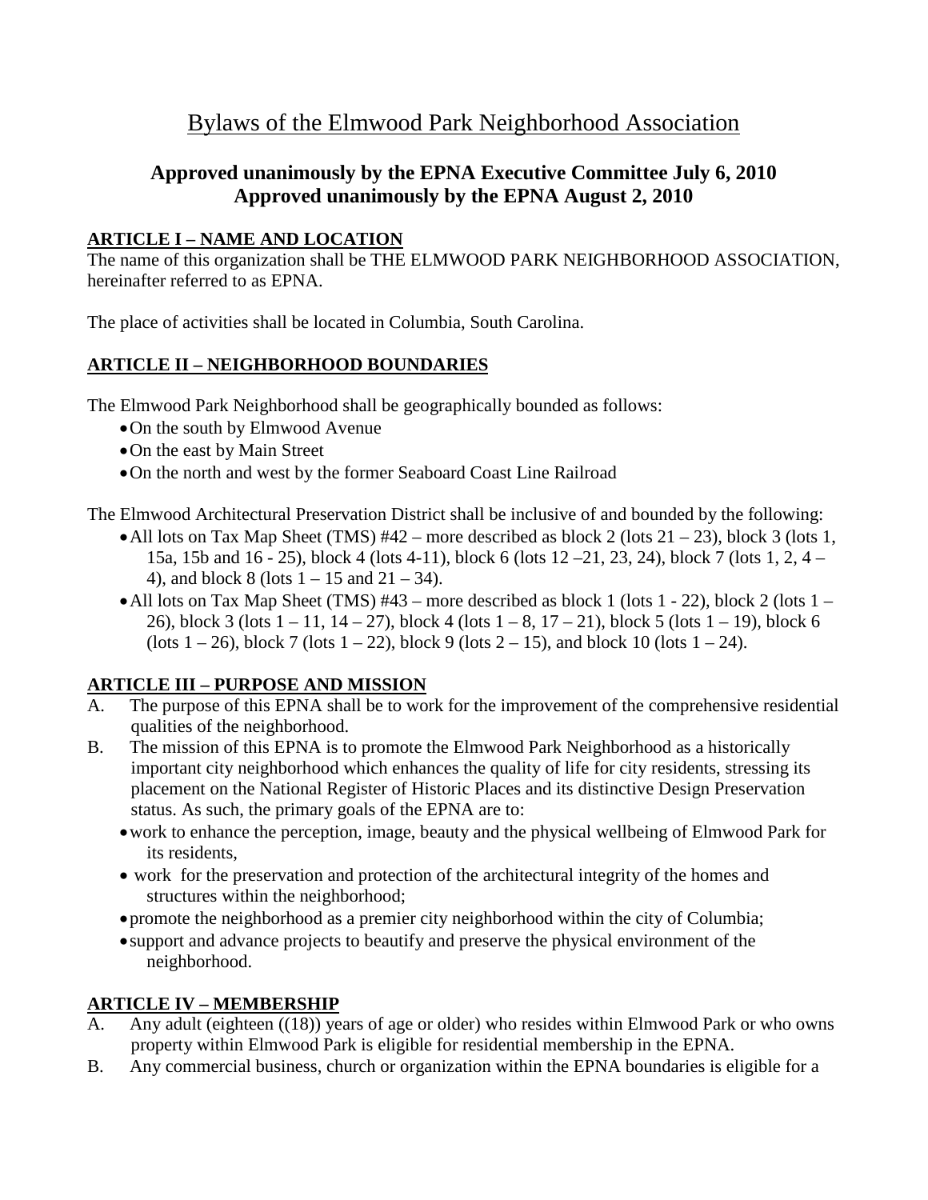# Bylaws of the Elmwood Park Neighborhood Association

**Approved unanimously by the EPNA Executive Committee July 6, 2010**
**Approved unanimously by the EPNA August 2, 2010**

## ARTICLE I – NAME AND LOCATION

The name of this organization shall be THE ELMWOOD PARK NEIGHBORHOOD ASSOCIATION, hereinafter referred to as EPNA.

The place of activities shall be located in Columbia, South Carolina.

## ARTICLE II – NEIGHBORHOOD BOUNDARIES

The Elmwood Park Neighborhood shall be geographically bounded as follows:

- On the south by Elmwood Avenue
- On the east by Main Street
- On the north and west by the former Seaboard Coast Line Railroad

The Elmwood Architectural Preservation District shall be inclusive of and bounded by the following:

- All lots on Tax Map Sheet (TMS) #42 – more described as block 2 (lots 21 – 23), block 3 (lots 1, 15a, 15b and 16 - 25), block 4 (lots 4-11), block 6 (lots 12 –21, 23, 24), block 7 (lots 1, 2, 4 – 4), and block 8 (lots 1 – 15 and 21 – 34).
- All lots on Tax Map Sheet (TMS) #43 – more described as block 1 (lots 1 - 22), block 2 (lots 1 – 26), block 3 (lots 1 – 11, 14 – 27), block 4 (lots 1 – 8, 17 – 21), block 5 (lots 1 – 19), block 6 (lots 1 – 26), block 7 (lots 1 – 22), block 9 (lots 2 – 15), and block 10 (lots 1 – 24).

## ARTICLE III – PURPOSE AND MISSION

A. The purpose of this EPNA shall be to work for the improvement of the comprehensive residential qualities of the neighborhood.

B. The mission of this EPNA is to promote the Elmwood Park Neighborhood as a historically important city neighborhood which enhances the quality of life for city residents, stressing its placement on the National Register of Historic Places and its distinctive Design Preservation status. As such, the primary goals of the EPNA are to:

- work to enhance the perception, image, beauty and the physical wellbeing of Elmwood Park for its residents,
- work for the preservation and protection of the architectural integrity of the homes and structures within the neighborhood;
- promote the neighborhood as a premier city neighborhood within the city of Columbia;
- support and advance projects to beautify and preserve the physical environment of the neighborhood.

## ARTICLE IV – MEMBERSHIP

A. Any adult (eighteen ((18)) years of age or older) who resides within Elmwood Park or who owns property within Elmwood Park is eligible for residential membership in the EPNA.

B. Any commercial business, church or organization within the EPNA boundaries is eligible for a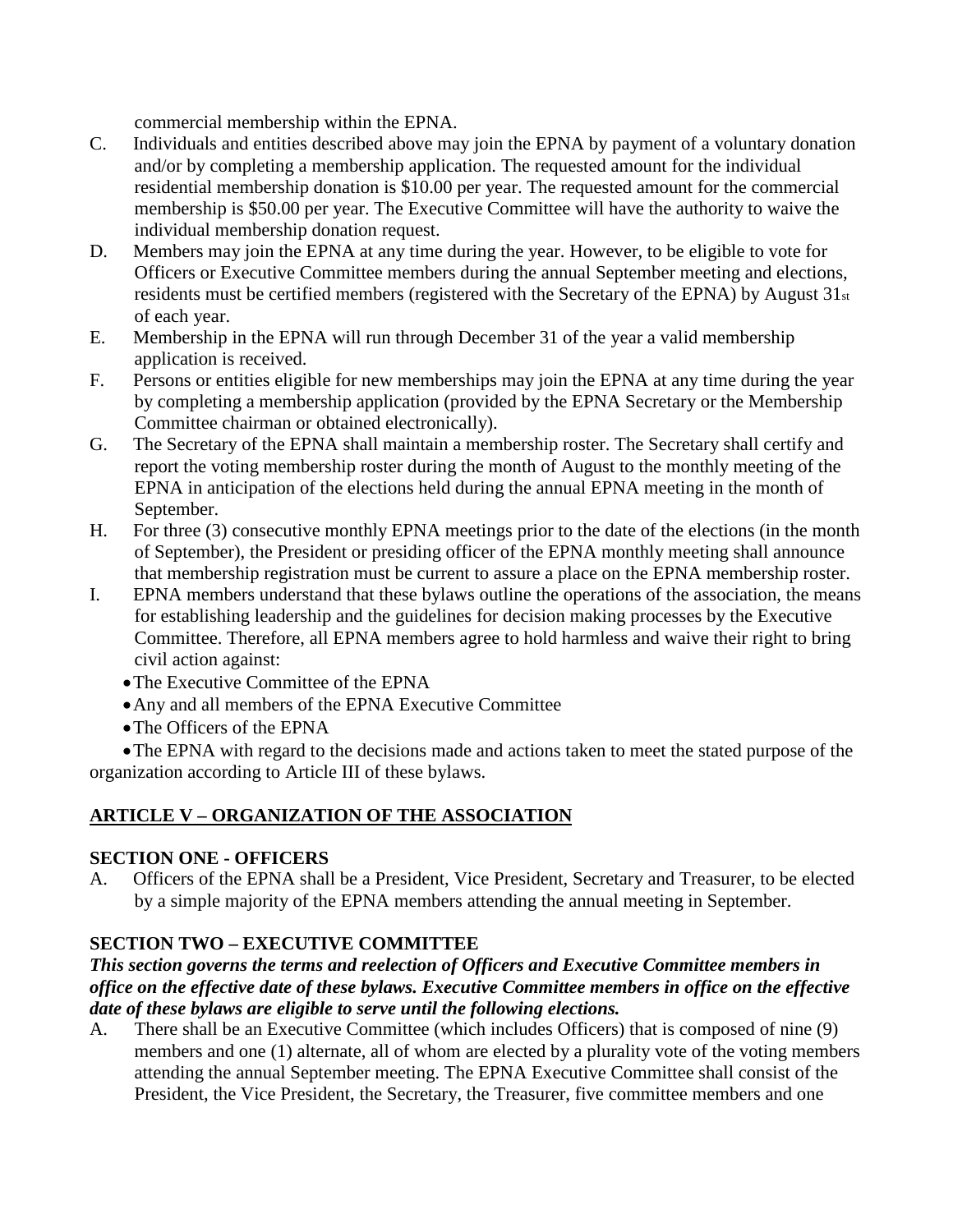commercial membership within the EPNA.

C. Individuals and entities described above may join the EPNA by payment of a voluntary donation and/or by completing a membership application. The requested amount for the individual residential membership donation is $10.00 per year. The requested amount for the commercial membership is $50.00 per year. The Executive Committee will have the authority to waive the individual membership donation request.

D. Members may join the EPNA at any time during the year. However, to be eligible to vote for Officers or Executive Committee members during the annual September meeting and elections, residents must be certified members (registered with the Secretary of the EPNA) by August 31st of each year.

E. Membership in the EPNA will run through December 31 of the year a valid membership application is received.

F. Persons or entities eligible for new memberships may join the EPNA at any time during the year by completing a membership application (provided by the EPNA Secretary or the Membership Committee chairman or obtained electronically).

G. The Secretary of the EPNA shall maintain a membership roster. The Secretary shall certify and report the voting membership roster during the month of August to the monthly meeting of the EPNA in anticipation of the elections held during the annual EPNA meeting in the month of September.

H. For three (3) consecutive monthly EPNA meetings prior to the date of the elections (in the month of September), the President or presiding officer of the EPNA monthly meeting shall announce that membership registration must be current to assure a place on the EPNA membership roster.

I. EPNA members understand that these bylaws outline the operations of the association, the means for establishing leadership and the guidelines for decision making processes by the Executive Committee. Therefore, all EPNA members agree to hold harmless and waive their right to bring civil action against:

- The Executive Committee of the EPNA
- Any and all members of the EPNA Executive Committee
- The Officers of the EPNA
- The EPNA with regard to the decisions made and actions taken to meet the stated purpose of the organization according to Article III of these bylaws.

## ARTICLE V – ORGANIZATION OF THE ASSOCIATION

### SECTION ONE - OFFICERS

A. Officers of the EPNA shall be a President, Vice President, Secretary and Treasurer, to be elected by a simple majority of the EPNA members attending the annual meeting in September.

### SECTION TWO – EXECUTIVE COMMITTEE

***This section governs the terms and reelection of Officers and Executive Committee members in office on the effective date of these bylaws. Executive Committee members in office on the effective date of these bylaws are eligible to serve until the following elections.***

A. There shall be an Executive Committee (which includes Officers) that is composed of nine (9) members and one (1) alternate, all of whom are elected by a plurality vote of the voting members attending the annual September meeting. The EPNA Executive Committee shall consist of the President, the Vice President, the Secretary, the Treasurer, five committee members and one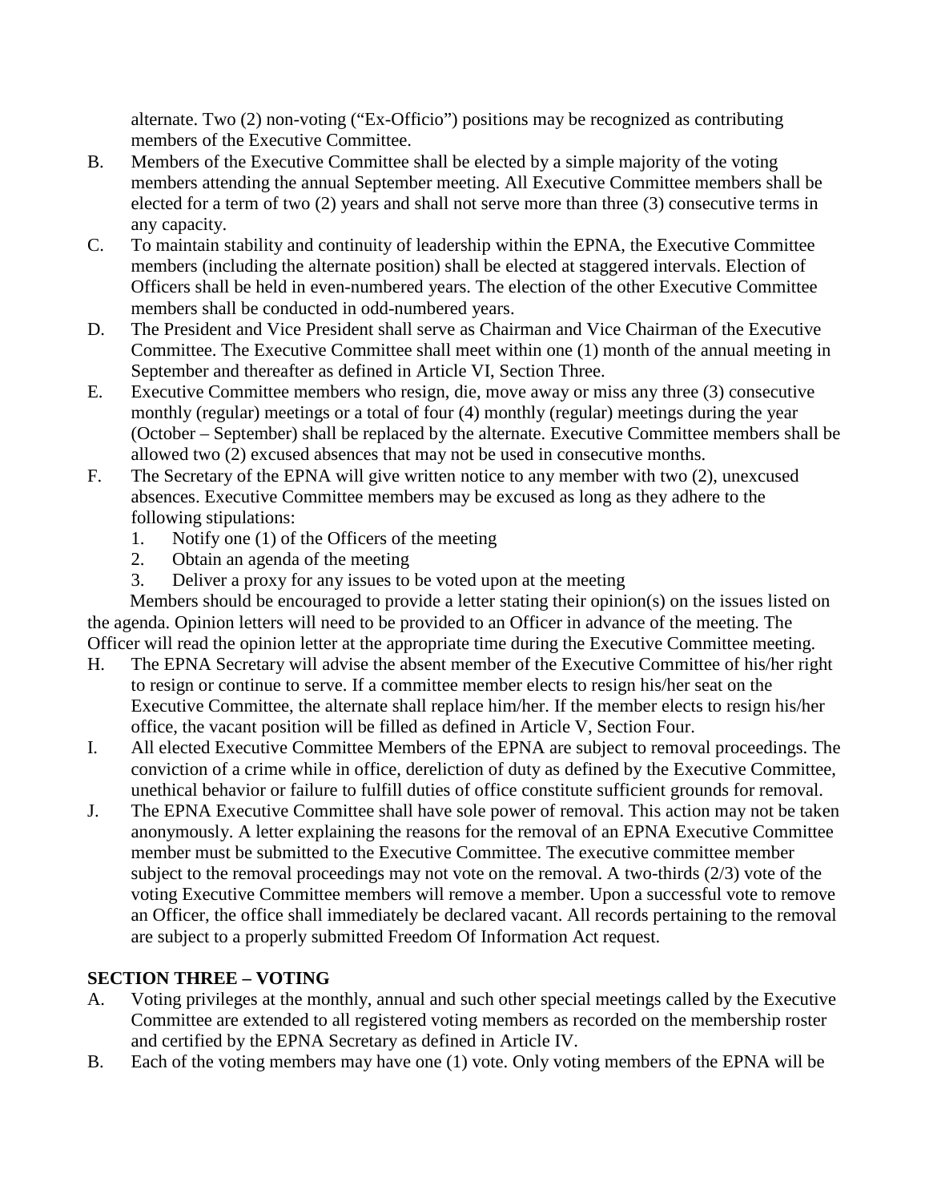alternate. Two (2) non-voting ("Ex-Officio") positions may be recognized as contributing members of the Executive Committee.

B. Members of the Executive Committee shall be elected by a simple majority of the voting members attending the annual September meeting. All Executive Committee members shall be elected for a term of two (2) years and shall not serve more than three (3) consecutive terms in any capacity.

C. To maintain stability and continuity of leadership within the EPNA, the Executive Committee members (including the alternate position) shall be elected at staggered intervals. Election of Officers shall be held in even-numbered years. The election of the other Executive Committee members shall be conducted in odd-numbered years.

D. The President and Vice President shall serve as Chairman and Vice Chairman of the Executive Committee. The Executive Committee shall meet within one (1) month of the annual meeting in September and thereafter as defined in Article VI, Section Three.

E. Executive Committee members who resign, die, move away or miss any three (3) consecutive monthly (regular) meetings or a total of four (4) monthly (regular) meetings during the year (October – September) shall be replaced by the alternate. Executive Committee members shall be allowed two (2) excused absences that may not be used in consecutive months.

F. The Secretary of the EPNA will give written notice to any member with two (2), unexcused absences. Executive Committee members may be excused as long as they adhere to the following stipulations:
   1. Notify one (1) of the Officers of the meeting
   2. Obtain an agenda of the meeting
   3. Deliver a proxy for any issues to be voted upon at the meeting

Members should be encouraged to provide a letter stating their opinion(s) on the issues listed on the agenda. Opinion letters will need to be provided to an Officer in advance of the meeting. The Officer will read the opinion letter at the appropriate time during the Executive Committee meeting.

H. The EPNA Secretary will advise the absent member of the Executive Committee of his/her right to resign or continue to serve. If a committee member elects to resign his/her seat on the Executive Committee, the alternate shall replace him/her. If the member elects to resign his/her office, the vacant position will be filled as defined in Article V, Section Four.

I. All elected Executive Committee Members of the EPNA are subject to removal proceedings. The conviction of a crime while in office, dereliction of duty as defined by the Executive Committee, unethical behavior or failure to fulfill duties of office constitute sufficient grounds for removal.

J. The EPNA Executive Committee shall have sole power of removal. This action may not be taken anonymously. A letter explaining the reasons for the removal of an EPNA Executive Committee member must be submitted to the Executive Committee. The executive committee member subject to the removal proceedings may not vote on the removal. A two-thirds (2/3) vote of the voting Executive Committee members will remove a member. Upon a successful vote to remove an Officer, the office shall immediately be declared vacant. All records pertaining to the removal are subject to a properly submitted Freedom Of Information Act request.

**SECTION THREE – VOTING**

A. Voting privileges at the monthly, annual and such other special meetings called by the Executive Committee are extended to all registered voting members as recorded on the membership roster and certified by the EPNA Secretary as defined in Article IV.

B. Each of the voting members may have one (1) vote. Only voting members of the EPNA will be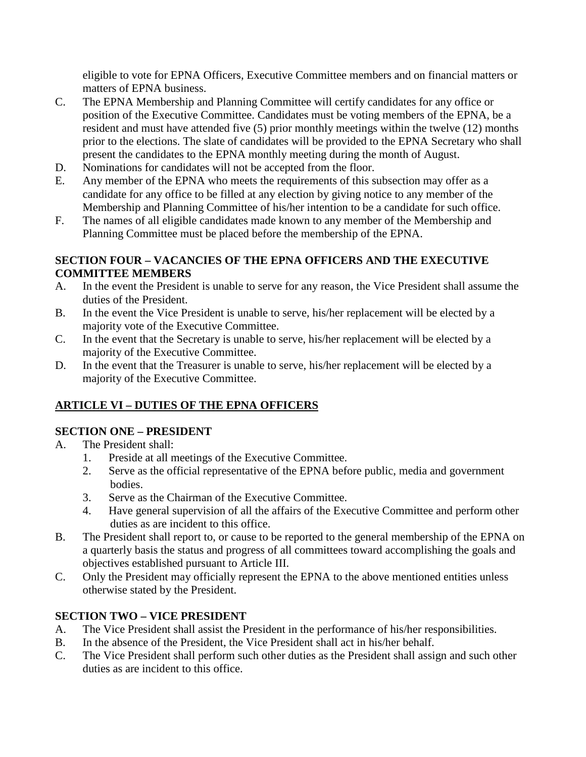eligible to vote for EPNA Officers, Executive Committee members and on financial matters or matters of EPNA business.

C. The EPNA Membership and Planning Committee will certify candidates for any office or position of the Executive Committee. Candidates must be voting members of the EPNA, be a resident and must have attended five (5) prior monthly meetings within the twelve (12) months prior to the elections. The slate of candidates will be provided to the EPNA Secretary who shall present the candidates to the EPNA monthly meeting during the month of August.

D. Nominations for candidates will not be accepted from the floor.

E. Any member of the EPNA who meets the requirements of this subsection may offer as a candidate for any office to be filled at any election by giving notice to any member of the Membership and Planning Committee of his/her intention to be a candidate for such office.

F. The names of all eligible candidates made known to any member of the Membership and Planning Committee must be placed before the membership of the EPNA.

**SECTION FOUR – VACANCIES OF THE EPNA OFFICERS AND THE EXECUTIVE COMMITTEE MEMBERS**

A. In the event the President is unable to serve for any reason, the Vice President shall assume the duties of the President.

B. In the event the Vice President is unable to serve, his/her replacement will be elected by a majority vote of the Executive Committee.

C. In the event that the Secretary is unable to serve, his/her replacement will be elected by a majority of the Executive Committee.

D. In the event that the Treasurer is unable to serve, his/her replacement will be elected by a majority of the Executive Committee.

## ARTICLE VI – DUTIES OF THE EPNA OFFICERS

**SECTION ONE – PRESIDENT**

A. The President shall:
   1. Preside at all meetings of the Executive Committee.
   2. Serve as the official representative of the EPNA before public, media and government bodies.
   3. Serve as the Chairman of the Executive Committee.
   4. Have general supervision of all the affairs of the Executive Committee and perform other duties as are incident to this office.

B. The President shall report to, or cause to be reported to the general membership of the EPNA on a quarterly basis the status and progress of all committees toward accomplishing the goals and objectives established pursuant to Article III.

C. Only the President may officially represent the EPNA to the above mentioned entities unless otherwise stated by the President.

**SECTION TWO – VICE PRESIDENT**

A. The Vice President shall assist the President in the performance of his/her responsibilities.

B. In the absence of the President, the Vice President shall act in his/her behalf.

C. The Vice President shall perform such other duties as the President shall assign and such other duties as are incident to this office.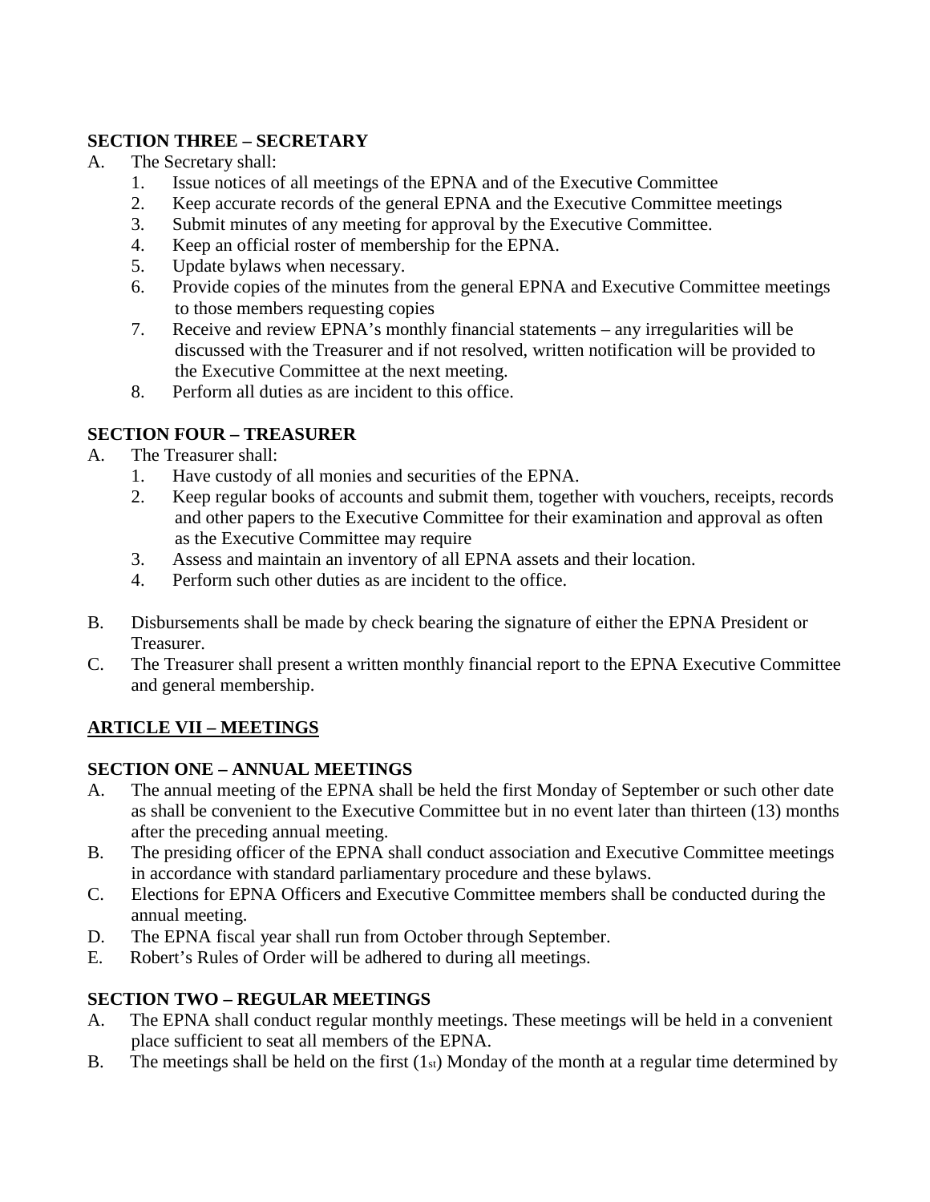**SECTION THREE – SECRETARY**

A. The Secretary shall:
   1. Issue notices of all meetings of the EPNA and of the Executive Committee
   2. Keep accurate records of the general EPNA and the Executive Committee meetings
   3. Submit minutes of any meeting for approval by the Executive Committee.
   4. Keep an official roster of membership for the EPNA.
   5. Update bylaws when necessary.
   6. Provide copies of the minutes from the general EPNA and Executive Committee meetings to those members requesting copies
   7. Receive and review EPNA's monthly financial statements – any irregularities will be discussed with the Treasurer and if not resolved, written notification will be provided to the Executive Committee at the next meeting.
   8. Perform all duties as are incident to this office.

**SECTION FOUR – TREASURER**

A. The Treasurer shall:
   1. Have custody of all monies and securities of the EPNA.
   2. Keep regular books of accounts and submit them, together with vouchers, receipts, records and other papers to the Executive Committee for their examination and approval as often as the Executive Committee may require
   3. Assess and maintain an inventory of all EPNA assets and their location.
   4. Perform such other duties as are incident to the office.

B. Disbursements shall be made by check bearing the signature of either the EPNA President or Treasurer.

C. The Treasurer shall present a written monthly financial report to the EPNA Executive Committee and general membership.

**<u>ARTICLE VII – MEETINGS</u>**

**SECTION ONE – ANNUAL MEETINGS**

A. The annual meeting of the EPNA shall be held the first Monday of September or such other date as shall be convenient to the Executive Committee but in no event later than thirteen (13) months after the preceding annual meeting.

B. The presiding officer of the EPNA shall conduct association and Executive Committee meetings in accordance with standard parliamentary procedure and these bylaws.

C. Elections for EPNA Officers and Executive Committee members shall be conducted during the annual meeting.

D. The EPNA fiscal year shall run from October through September.

E. Robert's Rules of Order will be adhered to during all meetings.

**SECTION TWO – REGULAR MEETINGS**

A. The EPNA shall conduct regular monthly meetings. These meetings will be held in a convenient place sufficient to seat all members of the EPNA.

B. The meetings shall be held on the first (1st) Monday of the month at a regular time determined by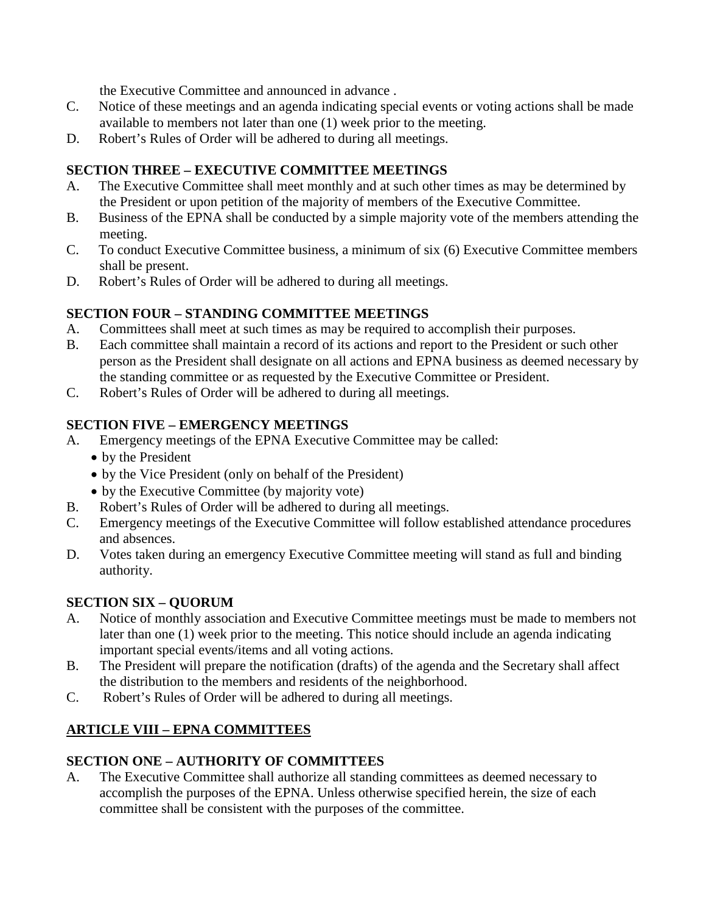the Executive Committee and announced in advance .

C. Notice of these meetings and an agenda indicating special events or voting actions shall be made available to members not later than one (1) week prior to the meeting.

D. Robert's Rules of Order will be adhered to during all meetings.

**SECTION THREE – EXECUTIVE COMMITTEE MEETINGS**

A. The Executive Committee shall meet monthly and at such other times as may be determined by the President or upon petition of the majority of members of the Executive Committee.

B. Business of the EPNA shall be conducted by a simple majority vote of the members attending the meeting.

C. To conduct Executive Committee business, a minimum of six (6) Executive Committee members shall be present.

D. Robert's Rules of Order will be adhered to during all meetings.

**SECTION FOUR – STANDING COMMITTEE MEETINGS**

A. Committees shall meet at such times as may be required to accomplish their purposes.

B. Each committee shall maintain a record of its actions and report to the President or such other person as the President shall designate on all actions and EPNA business as deemed necessary by the standing committee or as requested by the Executive Committee or President.

C. Robert's Rules of Order will be adhered to during all meetings.

**SECTION FIVE – EMERGENCY MEETINGS**

A. Emergency meetings of the EPNA Executive Committee may be called:
   - by the President
   - by the Vice President (only on behalf of the President)
   - by the Executive Committee (by majority vote)

B. Robert's Rules of Order will be adhered to during all meetings.

C. Emergency meetings of the Executive Committee will follow established attendance procedures and absences.

D. Votes taken during an emergency Executive Committee meeting will stand as full and binding authority.

**SECTION SIX – QUORUM**

A. Notice of monthly association and Executive Committee meetings must be made to members not later than one (1) week prior to the meeting. This notice should include an agenda indicating important special events/items and all voting actions.

B. The President will prepare the notification (drafts) of the agenda and the Secretary shall affect the distribution to the members and residents of the neighborhood.

C. Robert's Rules of Order will be adhered to during all meetings.

## <u>ARTICLE VIII – EPNA COMMITTEES</u>

**SECTION ONE – AUTHORITY OF COMMITTEES**

A. The Executive Committee shall authorize all standing committees as deemed necessary to accomplish the purposes of the EPNA. Unless otherwise specified herein, the size of each committee shall be consistent with the purposes of the committee.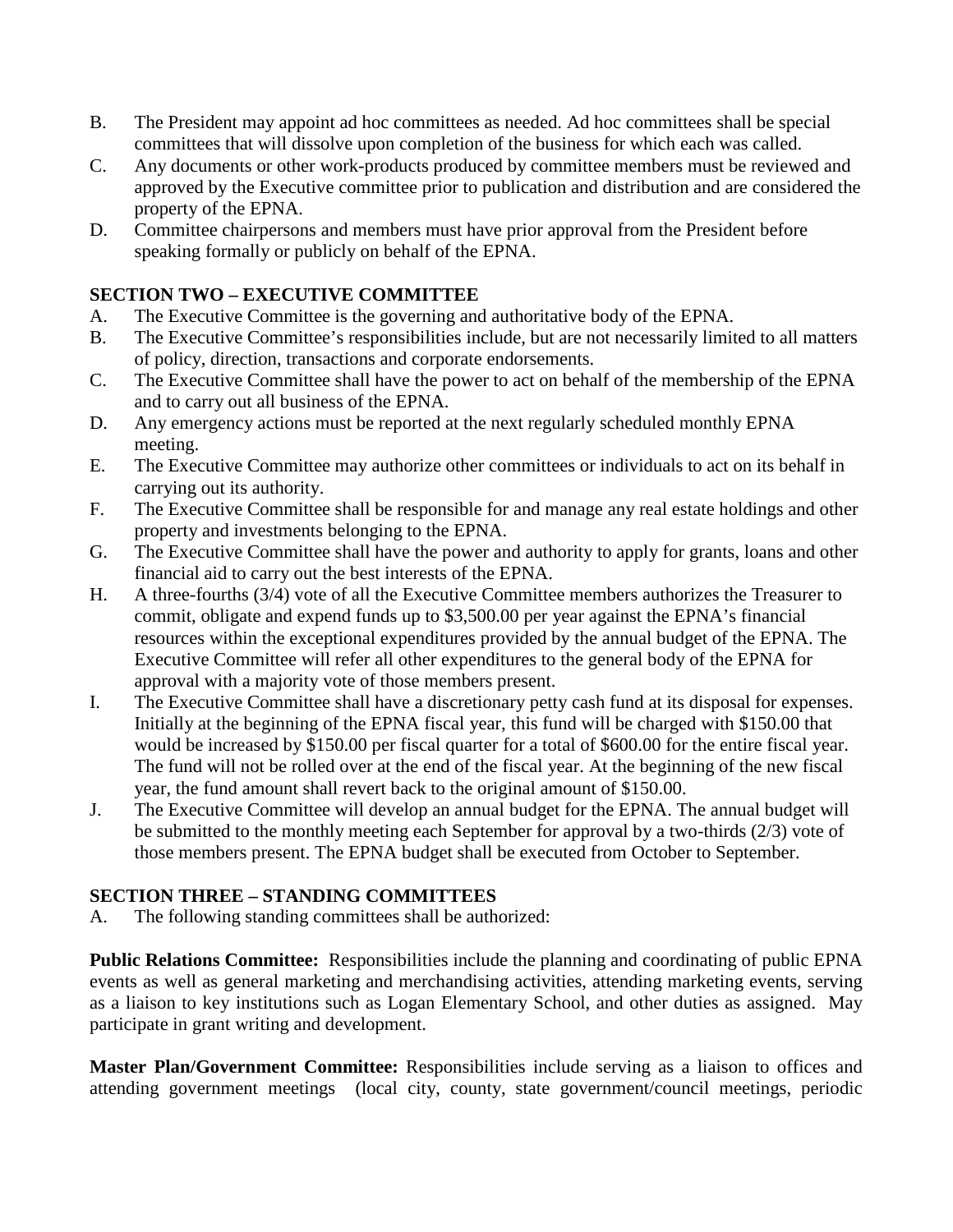B. The President may appoint ad hoc committees as needed. Ad hoc committees shall be special committees that will dissolve upon completion of the business for which each was called.

C. Any documents or other work-products produced by committee members must be reviewed and approved by the Executive committee prior to publication and distribution and are considered the property of the EPNA.

D. Committee chairpersons and members must have prior approval from the President before speaking formally or publicly on behalf of the EPNA.

## SECTION TWO – EXECUTIVE COMMITTEE

A. The Executive Committee is the governing and authoritative body of the EPNA.

B. The Executive Committee's responsibilities include, but are not necessarily limited to all matters of policy, direction, transactions and corporate endorsements.

C. The Executive Committee shall have the power to act on behalf of the membership of the EPNA and to carry out all business of the EPNA.

D. Any emergency actions must be reported at the next regularly scheduled monthly EPNA meeting.

E. The Executive Committee may authorize other committees or individuals to act on its behalf in carrying out its authority.

F. The Executive Committee shall be responsible for and manage any real estate holdings and other property and investments belonging to the EPNA.

G. The Executive Committee shall have the power and authority to apply for grants, loans and other financial aid to carry out the best interests of the EPNA.

H. A three-fourths (3/4) vote of all the Executive Committee members authorizes the Treasurer to commit, obligate and expend funds up to $3,500.00 per year against the EPNA's financial resources within the exceptional expenditures provided by the annual budget of the EPNA. The Executive Committee will refer all other expenditures to the general body of the EPNA for approval with a majority vote of those members present.

I. The Executive Committee shall have a discretionary petty cash fund at its disposal for expenses. Initially at the beginning of the EPNA fiscal year, this fund will be charged with $150.00 that would be increased by $150.00 per fiscal quarter for a total of $600.00 for the entire fiscal year. The fund will not be rolled over at the end of the fiscal year. At the beginning of the new fiscal year, the fund amount shall revert back to the original amount of $150.00.

J. The Executive Committee will develop an annual budget for the EPNA. The annual budget will be submitted to the monthly meeting each September for approval by a two-thirds (2/3) vote of those members present. The EPNA budget shall be executed from October to September.

## SECTION THREE – STANDING COMMITTEES

A. The following standing committees shall be authorized:

**Public Relations Committee:** Responsibilities include the planning and coordinating of public EPNA events as well as general marketing and merchandising activities, attending marketing events, serving as a liaison to key institutions such as Logan Elementary School, and other duties as assigned. May participate in grant writing and development.

**Master Plan/Government Committee:** Responsibilities include serving as a liaison to offices and attending government meetings (local city, county, state government/council meetings, periodic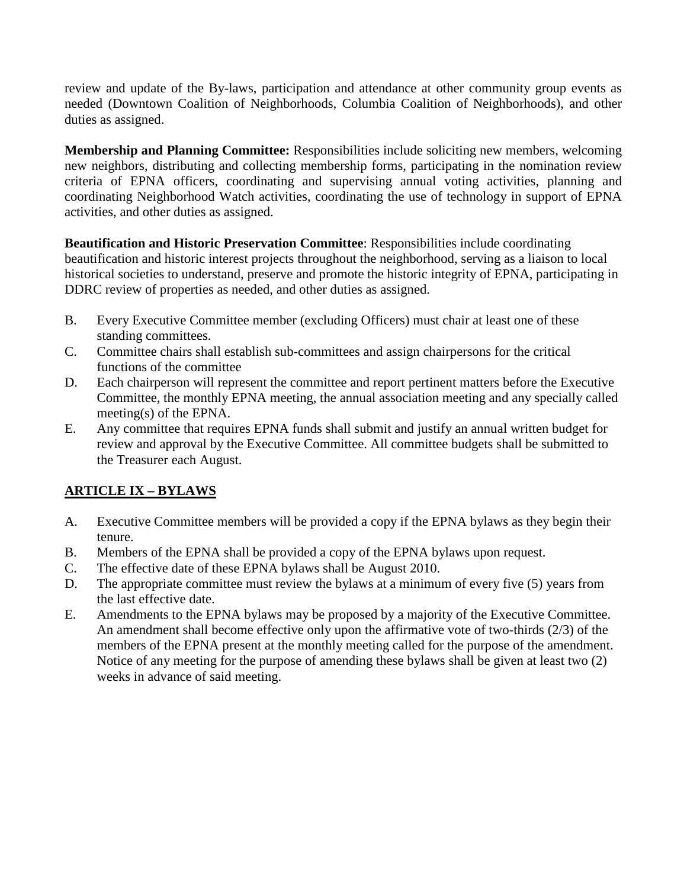review and update of the By-laws, participation and attendance at other community group events as needed (Downtown Coalition of Neighborhoods, Columbia Coalition of Neighborhoods), and other duties as assigned.

**Membership and Planning Committee:** Responsibilities include soliciting new members, welcoming new neighbors, distributing and collecting membership forms, participating in the nomination review criteria of EPNA officers, coordinating and supervising annual voting activities, planning and coordinating Neighborhood Watch activities, coordinating the use of technology in support of EPNA activities, and other duties as assigned.

**Beautification and Historic Preservation Committee**: Responsibilities include coordinating beautification and historic interest projects throughout the neighborhood, serving as a liaison to local historical societies to understand, preserve and promote the historic integrity of EPNA, participating in DDRC review of properties as needed, and other duties as assigned.

B. Every Executive Committee member (excluding Officers) must chair at least one of these standing committees.
C. Committee chairs shall establish sub-committees and assign chairpersons for the critical functions of the committee
D. Each chairperson will represent the committee and report pertinent matters before the Executive Committee, the monthly EPNA meeting, the annual association meeting and any specially called meeting(s) of the EPNA.
E. Any committee that requires EPNA funds shall submit and justify an annual written budget for review and approval by the Executive Committee. All committee budgets shall be submitted to the Treasurer each August.

## ARTICLE IX – BYLAWS

A. Executive Committee members will be provided a copy if the EPNA bylaws as they begin their tenure.
B. Members of the EPNA shall be provided a copy of the EPNA bylaws upon request.
C. The effective date of these EPNA bylaws shall be August 2010.
D. The appropriate committee must review the bylaws at a minimum of every five (5) years from the last effective date.
E. Amendments to the EPNA bylaws may be proposed by a majority of the Executive Committee. An amendment shall become effective only upon the affirmative vote of two-thirds (2/3) of the members of the EPNA present at the monthly meeting called for the purpose of the amendment. Notice of any meeting for the purpose of amending these bylaws shall be given at least two (2) weeks in advance of said meeting.